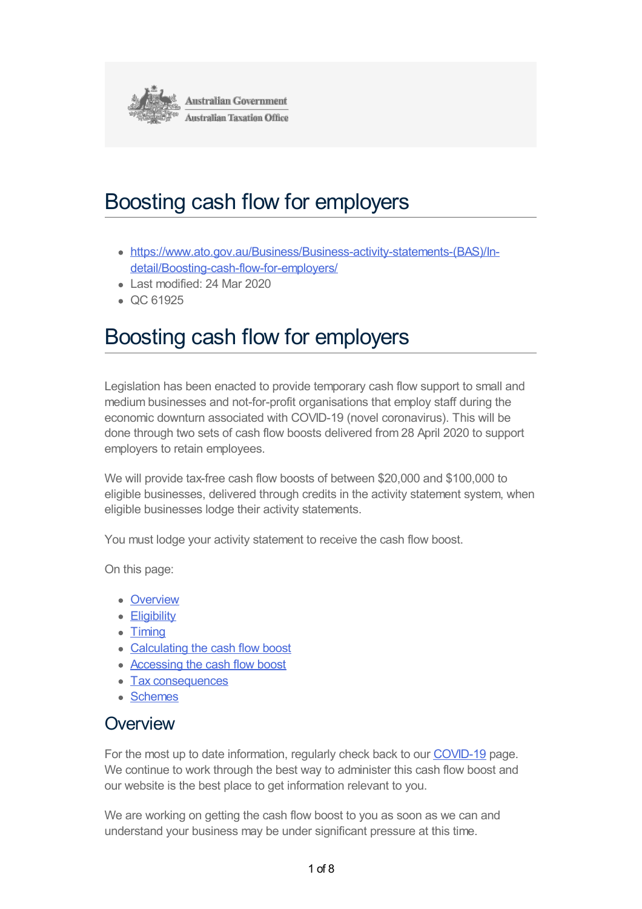Australian Government
Australian Taxation Office

# Boosting cash flow for employers

- https://www.ato.gov.au/Business/Business-activity-statements-(BAS)/In-detail/Boosting-cash-flow-for-employers/
- Last modified: 24 Mar 2020
- QC 61925

# Boosting cash flow for employers

Legislation has been enacted to provide temporary cash flow support to small and medium businesses and not-for-profit organisations that employ staff during the economic downturn associated with COVID-19 (novel coronavirus). This will be done through two sets of cash flow boosts delivered from 28 April 2020 to support employers to retain employees.

We will provide tax-free cash flow boosts of between $20,000 and $100,000 to eligible businesses, delivered through credits in the activity statement system, when eligible businesses lodge their activity statements.

You must lodge your activity statement to receive the cash flow boost.

On this page:

- Overview
- Eligibility
- Timing
- Calculating the cash flow boost
- Accessing the cash flow boost
- Tax consequences
- Schemes

## Overview

For the most up to date information, regularly check back to our COVID-19 page. We continue to work through the best way to administer this cash flow boost and our website is the best place to get information relevant to you.

We are working on getting the cash flow boost to you as soon as we can and understand your business may be under significant pressure at this time.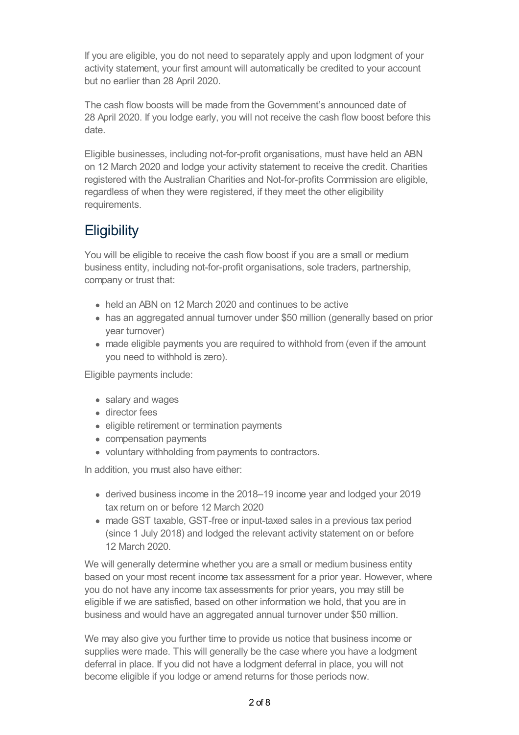If you are eligible, you do not need to separately apply and upon lodgment of your activity statement, your first amount will automatically be credited to your account but no earlier than 28 April 2020.

The cash flow boosts will be made from the Government's announced date of 28 April 2020. If you lodge early, you will not receive the cash flow boost before this date.

Eligible businesses, including not-for-profit organisations, must have held an ABN on 12 March 2020 and lodge your activity statement to receive the credit. Charities registered with the Australian Charities and Not-for-profits Commission are eligible, regardless of when they were registered, if they meet the other eligibility requirements.

## Eligibility

You will be eligible to receive the cash flow boost if you are a small or medium business entity, including not-for-profit organisations, sole traders, partnership, company or trust that:

- held an ABN on 12 March 2020 and continues to be active
- has an aggregated annual turnover under $50 million (generally based on prior year turnover)
- made eligible payments you are required to withhold from (even if the amount you need to withhold is zero).

Eligible payments include:

- salary and wages
- director fees
- eligible retirement or termination payments
- compensation payments
- voluntary withholding from payments to contractors.

In addition, you must also have either:

- derived business income in the 2018–19 income year and lodged your 2019 tax return on or before 12 March 2020
- made GST taxable, GST-free or input-taxed sales in a previous tax period (since 1 July 2018) and lodged the relevant activity statement on or before 12 March 2020.

We will generally determine whether you are a small or medium business entity based on your most recent income tax assessment for a prior year. However, where you do not have any income tax assessments for prior years, you may still be eligible if we are satisfied, based on other information we hold, that you are in business and would have an aggregated annual turnover under $50 million.

We may also give you further time to provide us notice that business income or supplies were made. This will generally be the case where you have a lodgment deferral in place. If you did not have a lodgment deferral in place, you will not become eligible if you lodge or amend returns for those periods now.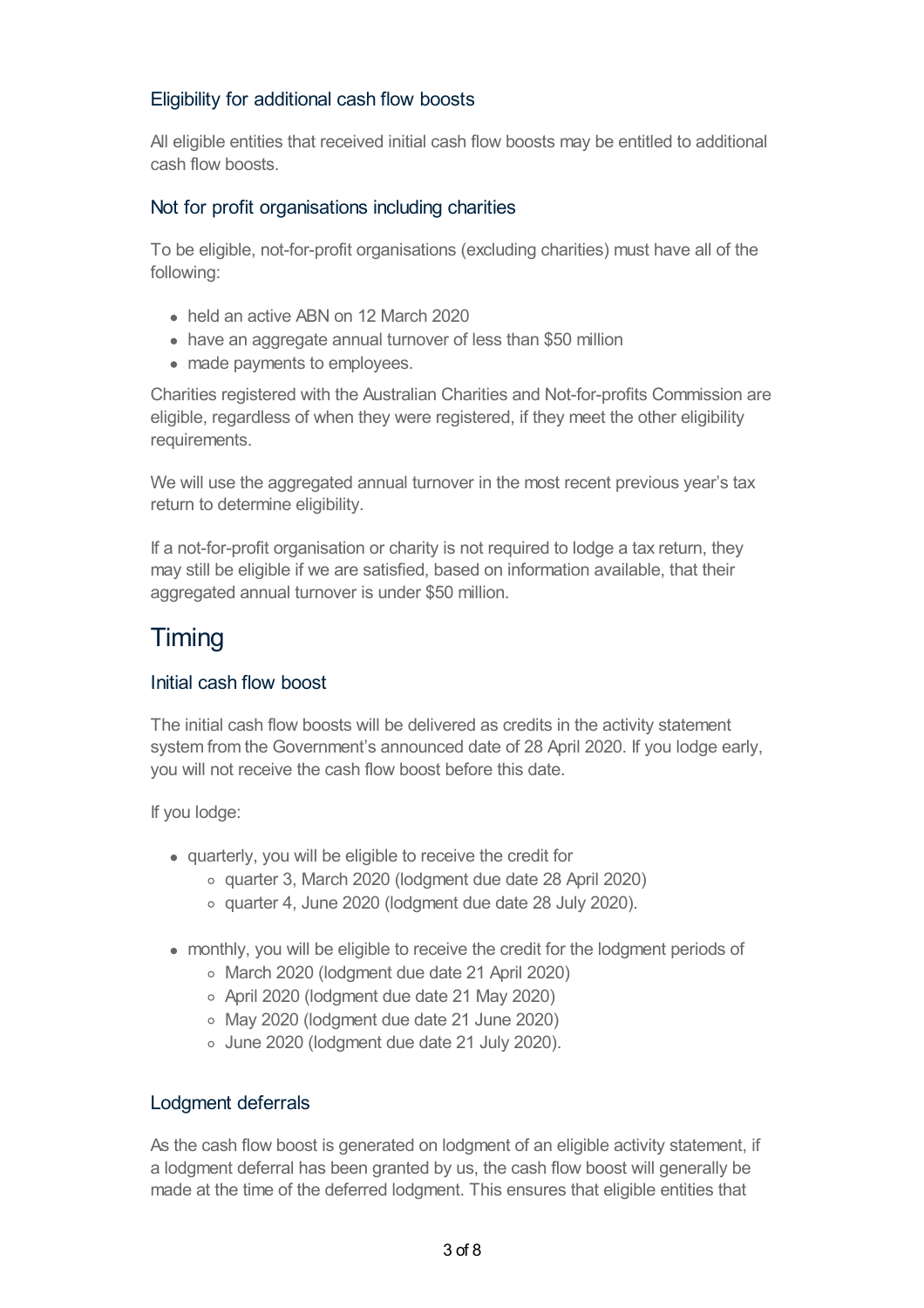### Eligibility for additional cash flow boosts

All eligible entities that received initial cash flow boosts may be entitled to additional cash flow boosts.

### Not for profit organisations including charities

To be eligible, not-for-profit organisations (excluding charities) must have all of the following:

- held an active ABN on 12 March 2020
- have an aggregate annual turnover of less than $50 million
- made payments to employees.

Charities registered with the Australian Charities and Not-for-profits Commission are eligible, regardless of when they were registered, if they meet the other eligibility requirements.

We will use the aggregated annual turnover in the most recent previous year's tax return to determine eligibility.

If a not-for-profit organisation or charity is not required to lodge a tax return, they may still be eligible if we are satisfied, based on information available, that their aggregated annual turnover is under $50 million.

## Timing

### Initial cash flow boost

The initial cash flow boosts will be delivered as credits in the activity statement system from the Government's announced date of 28 April 2020. If you lodge early, you will not receive the cash flow boost before this date.

If you lodge:

- quarterly, you will be eligible to receive the credit for
  - quarter 3, March 2020 (lodgment due date 28 April 2020)
  - quarter 4, June 2020 (lodgment due date 28 July 2020).
- monthly, you will be eligible to receive the credit for the lodgment periods of
  - March 2020 (lodgment due date 21 April 2020)
  - April 2020 (lodgment due date 21 May 2020)
  - May 2020 (lodgment due date 21 June 2020)
  - June 2020 (lodgment due date 21 July 2020).

### Lodgment deferrals

As the cash flow boost is generated on lodgment of an eligible activity statement, if a lodgment deferral has been granted by us, the cash flow boost will generally be made at the time of the deferred lodgment. This ensures that eligible entities that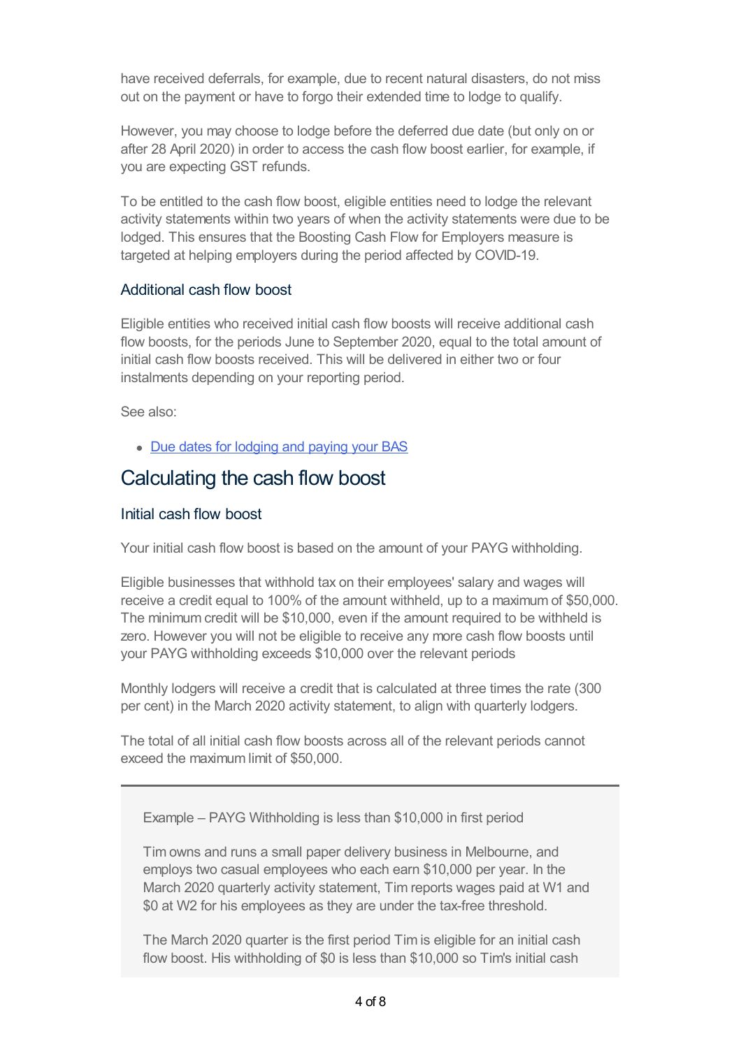have received deferrals, for example, due to recent natural disasters, do not miss out on the payment or have to forgo their extended time to lodge to qualify.

However, you may choose to lodge before the deferred due date (but only on or after 28 April 2020) in order to access the cash flow boost earlier, for example, if you are expecting GST refunds.

To be entitled to the cash flow boost, eligible entities need to lodge the relevant activity statements within two years of when the activity statements were due to be lodged. This ensures that the Boosting Cash Flow for Employers measure is targeted at helping employers during the period affected by COVID-19.

### Additional cash flow boost

Eligible entities who received initial cash flow boosts will receive additional cash flow boosts, for the periods June to September 2020, equal to the total amount of initial cash flow boosts received. This will be delivered in either two or four instalments depending on your reporting period.

See also:

- Due dates for lodging and paying your BAS

## Calculating the cash flow boost

### Initial cash flow boost

Your initial cash flow boost is based on the amount of your PAYG withholding.

Eligible businesses that withhold tax on their employees' salary and wages will receive a credit equal to 100% of the amount withheld, up to a maximum of $50,000. The minimum credit will be $10,000, even if the amount required to be withheld is zero. However you will not be eligible to receive any more cash flow boosts until your PAYG withholding exceeds $10,000 over the relevant periods

Monthly lodgers will receive a credit that is calculated at three times the rate (300 per cent) in the March 2020 activity statement, to align with quarterly lodgers.

The total of all initial cash flow boosts across all of the relevant periods cannot exceed the maximum limit of $50,000.

> Example – PAYG Withholding is less than $10,000 in first period
>
> Tim owns and runs a small paper delivery business in Melbourne, and employs two casual employees who each earn $10,000 per year. In the March 2020 quarterly activity statement, Tim reports wages paid at W1 and $0 at W2 for his employees as they are under the tax-free threshold.
>
> The March 2020 quarter is the first period Tim is eligible for an initial cash flow boost. His withholding of $0 is less than $10,000 so Tim's initial cash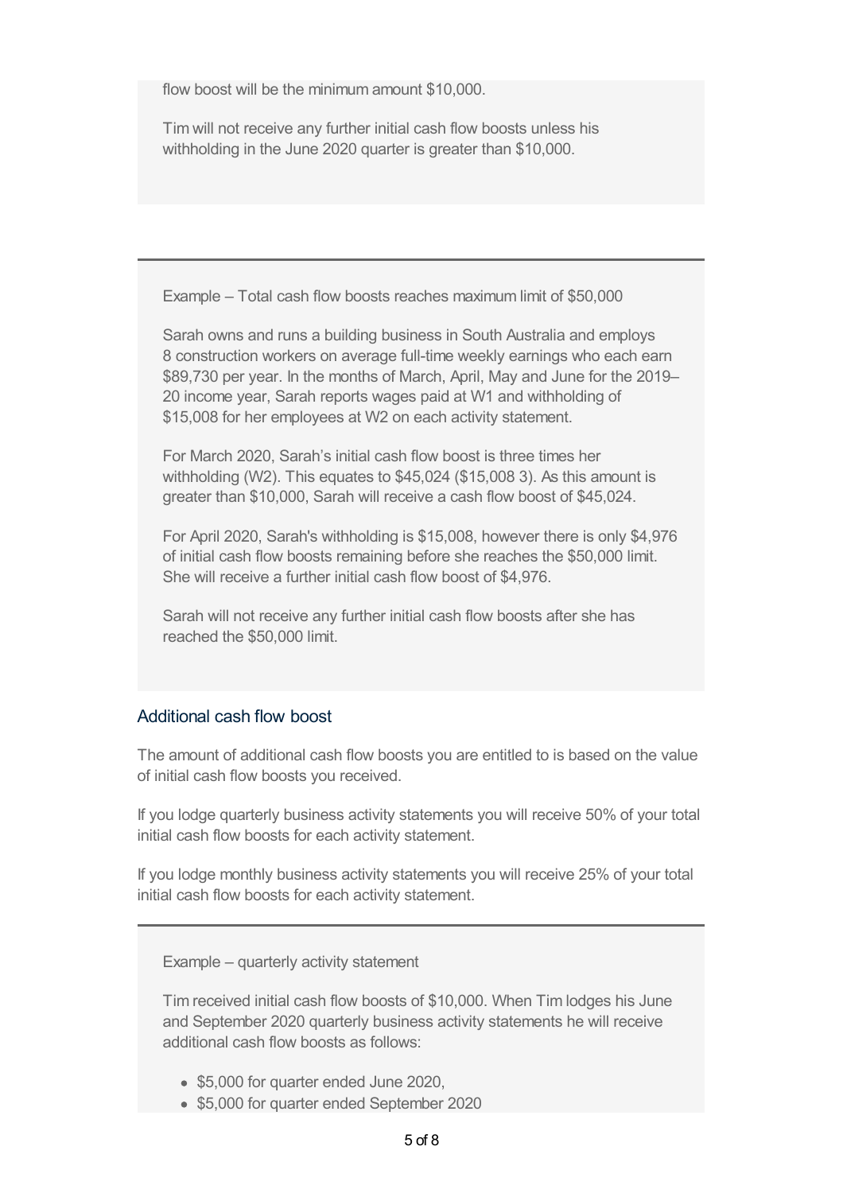flow boost will be the minimum amount $10,000.

Tim will not receive any further initial cash flow boosts unless his withholding in the June 2020 quarter is greater than $10,000.

---

Example – Total cash flow boosts reaches maximum limit of $50,000

Sarah owns and runs a building business in South Australia and employs 8 construction workers on average full-time weekly earnings who each earn $89,730 per year. In the months of March, April, May and June for the 2019–20 income year, Sarah reports wages paid at W1 and withholding of $15,008 for her employees at W2 on each activity statement.

For March 2020, Sarah's initial cash flow boost is three times her withholding (W2). This equates to $45,024 ($15,008 3). As this amount is greater than $10,000, Sarah will receive a cash flow boost of $45,024.

For April 2020, Sarah's withholding is $15,008, however there is only $4,976 of initial cash flow boosts remaining before she reaches the $50,000 limit. She will receive a further initial cash flow boost of $4,976.

Sarah will not receive any further initial cash flow boosts after she has reached the $50,000 limit.

### Additional cash flow boost

The amount of additional cash flow boosts you are entitled to is based on the value of initial cash flow boosts you received.

If you lodge quarterly business activity statements you will receive 50% of your total initial cash flow boosts for each activity statement.

If you lodge monthly business activity statements you will receive 25% of your total initial cash flow boosts for each activity statement.

---

Example – quarterly activity statement

Tim received initial cash flow boosts of $10,000. When Tim lodges his June and September 2020 quarterly business activity statements he will receive additional cash flow boosts as follows:

- $5,000 for quarter ended June 2020,
- $5,000 for quarter ended September 2020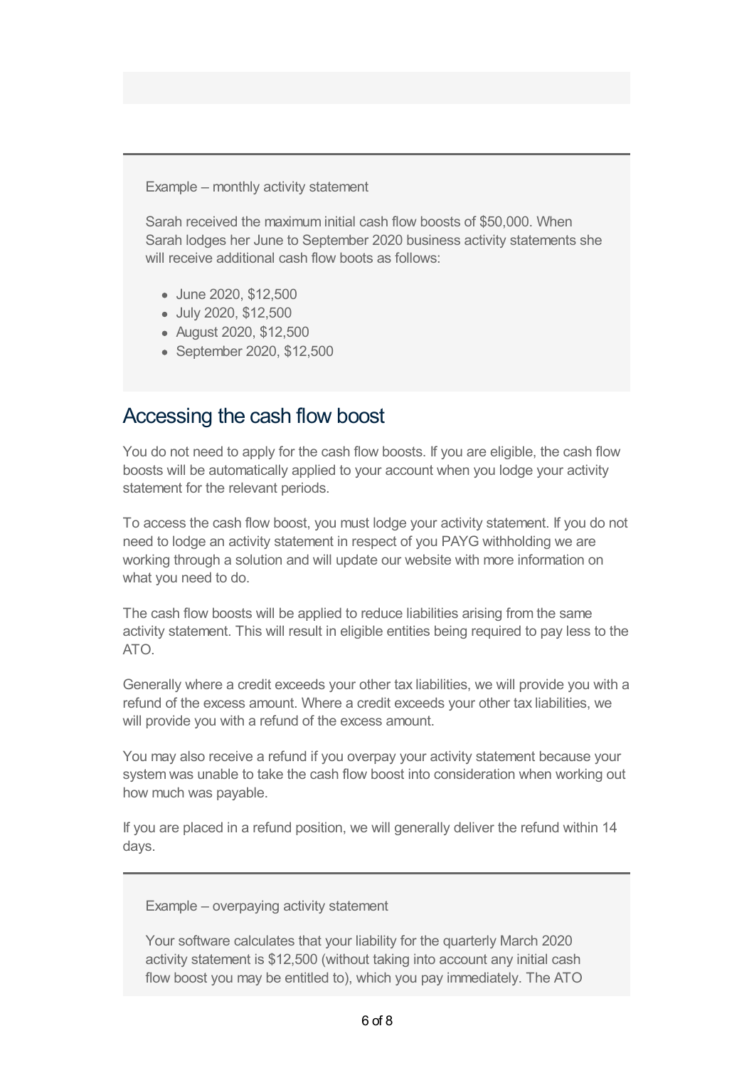Example – monthly activity statement

Sarah received the maximum initial cash flow boosts of $50,000. When Sarah lodges her June to September 2020 business activity statements she will receive additional cash flow boots as follows:

- June 2020, $12,500
- July 2020, $12,500
- August 2020, $12,500
- September 2020, $12,500

## Accessing the cash flow boost

You do not need to apply for the cash flow boosts. If you are eligible, the cash flow boosts will be automatically applied to your account when you lodge your activity statement for the relevant periods.

To access the cash flow boost, you must lodge your activity statement. If you do not need to lodge an activity statement in respect of you PAYG withholding we are working through a solution and will update our website with more information on what you need to do.

The cash flow boosts will be applied to reduce liabilities arising from the same activity statement. This will result in eligible entities being required to pay less to the ATO.

Generally where a credit exceeds your other tax liabilities, we will provide you with a refund of the excess amount. Where a credit exceeds your other tax liabilities, we will provide you with a refund of the excess amount.

You may also receive a refund if you overpay your activity statement because your system was unable to take the cash flow boost into consideration when working out how much was payable.

If you are placed in a refund position, we will generally deliver the refund within 14 days.

Example – overpaying activity statement

Your software calculates that your liability for the quarterly March 2020 activity statement is $12,500 (without taking into account any initial cash flow boost you may be entitled to), which you pay immediately. The ATO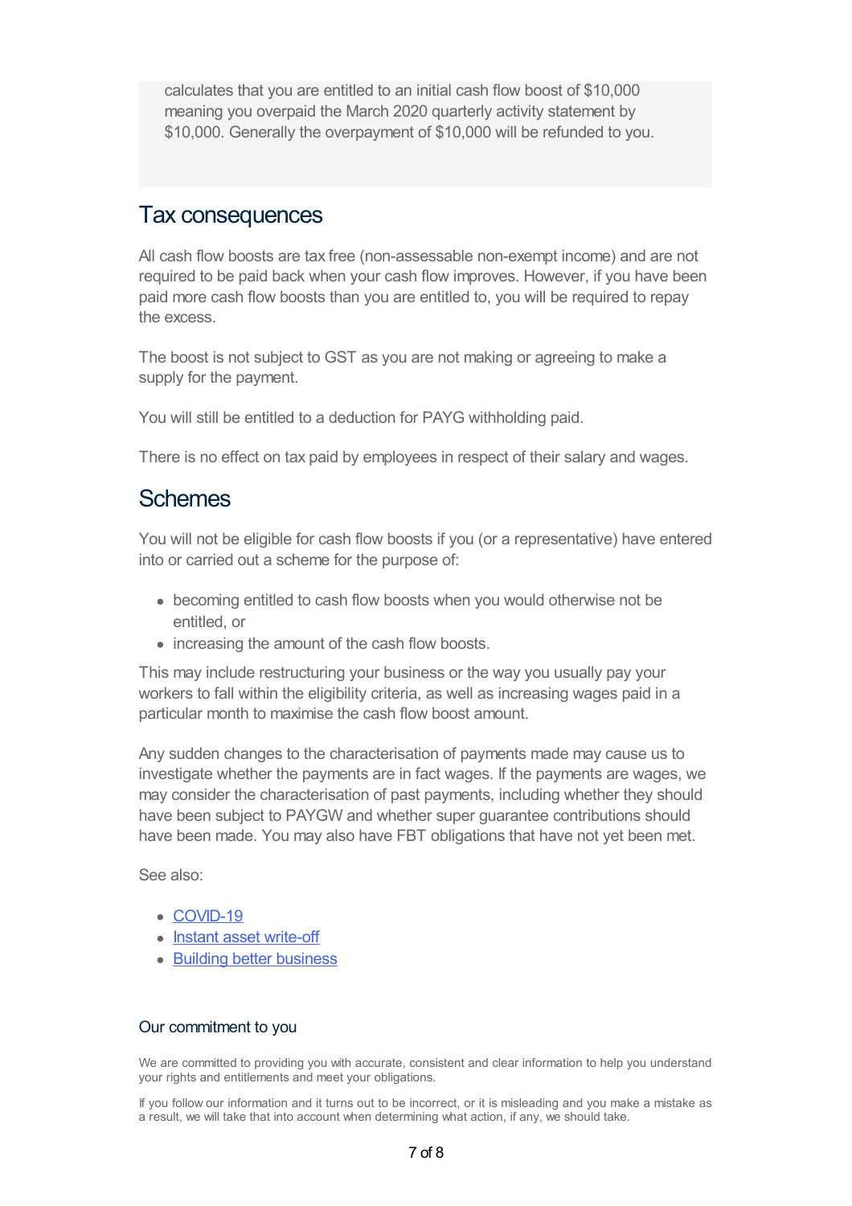calculates that you are entitled to an initial cash flow boost of $10,000 meaning you overpaid the March 2020 quarterly activity statement by $10,000. Generally the overpayment of $10,000 will be refunded to you.

## Tax consequences

All cash flow boosts are tax free (non-assessable non-exempt income) and are not required to be paid back when your cash flow improves. However, if you have been paid more cash flow boosts than you are entitled to, you will be required to repay the excess.

The boost is not subject to GST as you are not making or agreeing to make a supply for the payment.

You will still be entitled to a deduction for PAYG withholding paid.

There is no effect on tax paid by employees in respect of their salary and wages.

## Schemes

You will not be eligible for cash flow boosts if you (or a representative) have entered into or carried out a scheme for the purpose of:

- becoming entitled to cash flow boosts when you would otherwise not be entitled, or
- increasing the amount of the cash flow boosts.

This may include restructuring your business or the way you usually pay your workers to fall within the eligibility criteria, as well as increasing wages paid in a particular month to maximise the cash flow boost amount.

Any sudden changes to the characterisation of payments made may cause us to investigate whether the payments are in fact wages. If the payments are wages, we may consider the characterisation of past payments, including whether they should have been subject to PAYGW and whether super guarantee contributions should have been made. You may also have FBT obligations that have not yet been met.

See also:

- COVID-19
- Instant asset write-off
- Building better business

### Our commitment to you

We are committed to providing you with accurate, consistent and clear information to help you understand your rights and entitlements and meet your obligations.

If you follow our information and it turns out to be incorrect, or it is misleading and you make a mistake as a result, we will take that into account when determining what action, if any, we should take.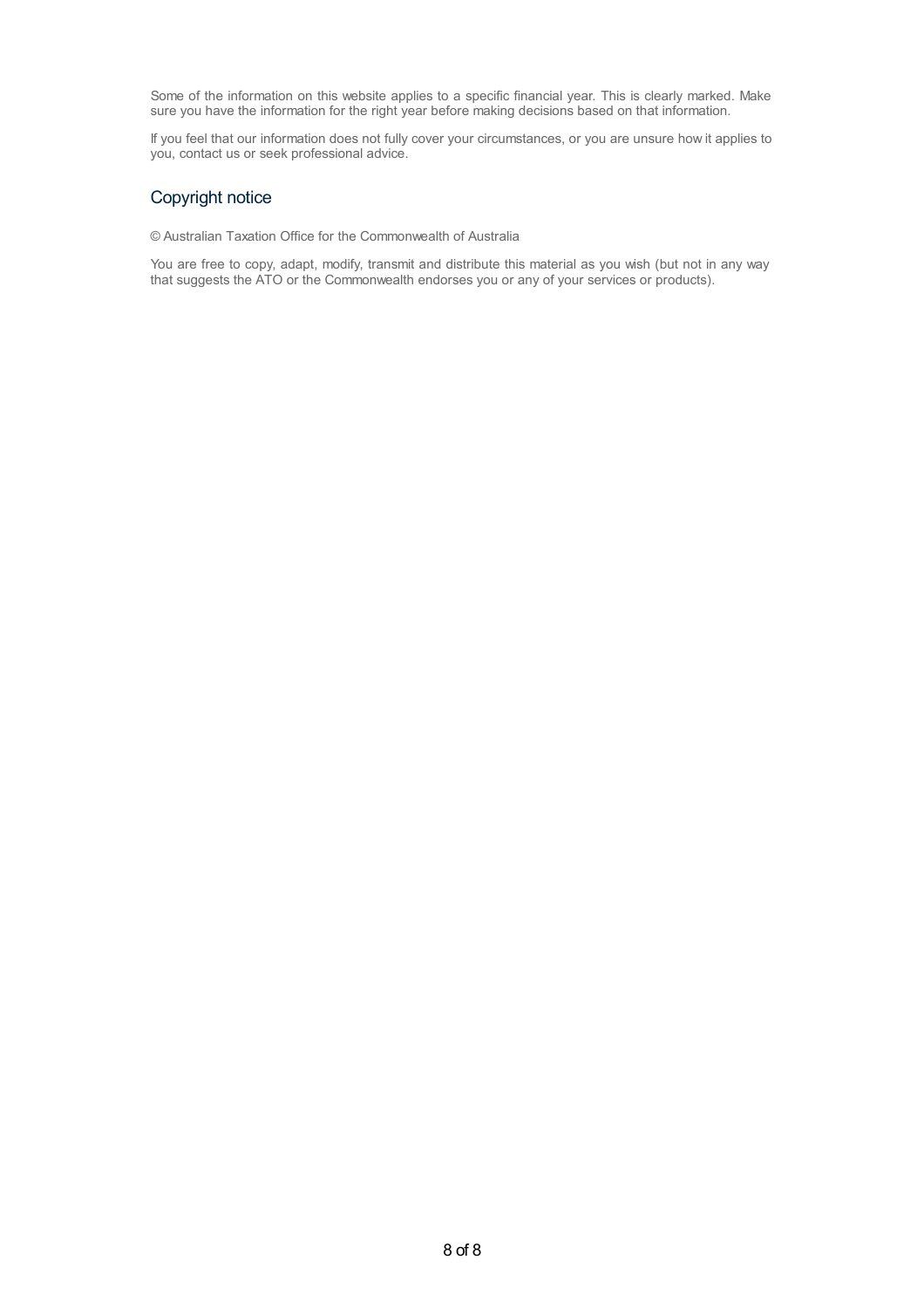Some of the information on this website applies to a specific financial year. This is clearly marked. Make sure you have the information for the right year before making decisions based on that information.

If you feel that our information does not fully cover your circumstances, or you are unsure how it applies to you, contact us or seek professional advice.

## Copyright notice

© Australian Taxation Office for the Commonwealth of Australia

You are free to copy, adapt, modify, transmit and distribute this material as you wish (but not in any way that suggests the ATO or the Commonwealth endorses you or any of your services or products).